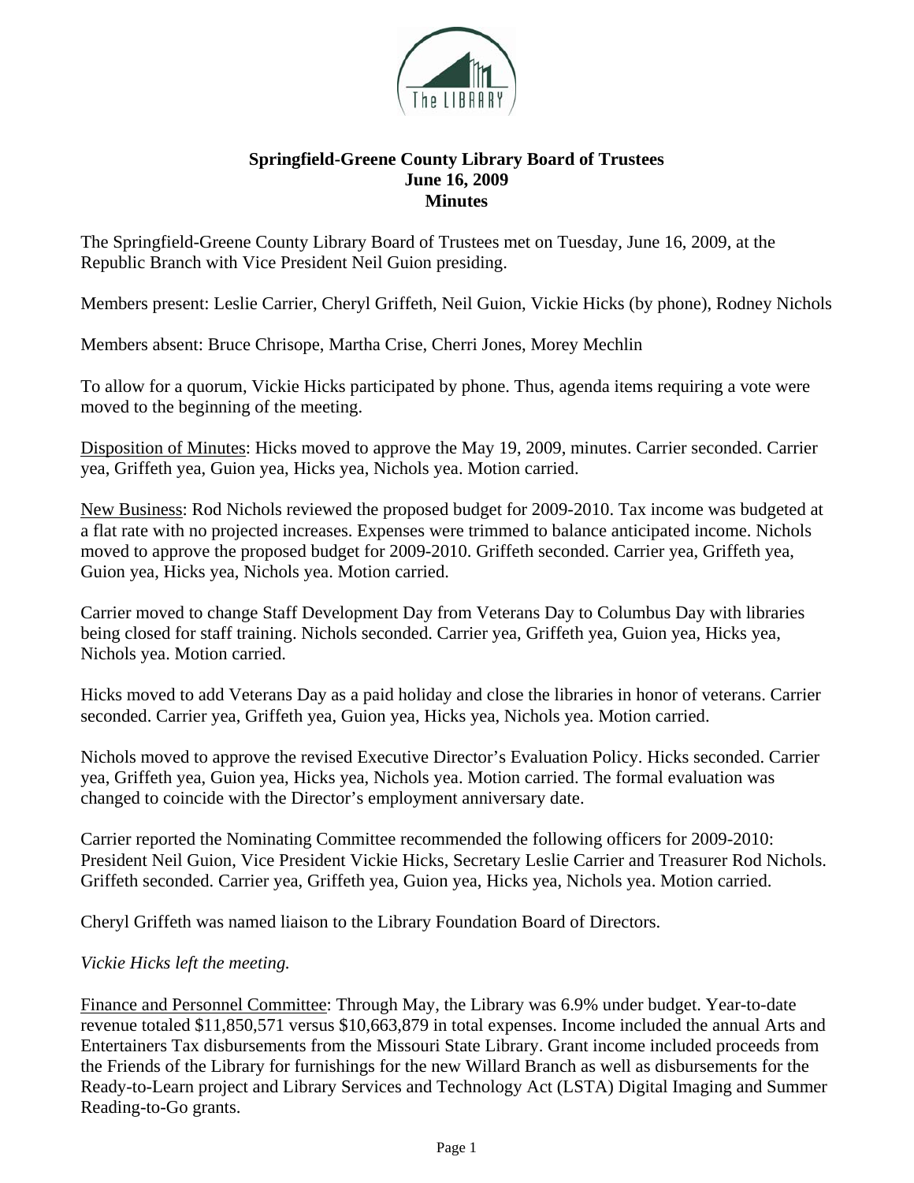# Springfield-Greene County Library Board of Trustees
## June 16, 2009
## Minutes

The Springfield-Greene County Library Board of Trustees met on Tuesday, June 16, 2009, at the Republic Branch with Vice President Neil Guion presiding.

Members present: Leslie Carrier, Cheryl Griffeth, Neil Guion, Vickie Hicks (by phone), Rodney Nichols

Members absent: Bruce Chrisope, Martha Crise, Cherri Jones, Morey Mechlin

To allow for a quorum, Vickie Hicks participated by phone. Thus, agenda items requiring a vote were moved to the beginning of the meeting.

Disposition of Minutes: Hicks moved to approve the May 19, 2009, minutes. Carrier seconded. Carrier yea, Griffeth yea, Guion yea, Hicks yea, Nichols yea. Motion carried.

New Business: Rod Nichols reviewed the proposed budget for 2009-2010. Tax income was budgeted at a flat rate with no projected increases. Expenses were trimmed to balance anticipated income. Nichols moved to approve the proposed budget for 2009-2010. Griffeth seconded. Carrier yea, Griffeth yea, Guion yea, Hicks yea, Nichols yea. Motion carried.

Carrier moved to change Staff Development Day from Veterans Day to Columbus Day with libraries being closed for staff training. Nichols seconded. Carrier yea, Griffeth yea, Guion yea, Hicks yea, Nichols yea. Motion carried.

Hicks moved to add Veterans Day as a paid holiday and close the libraries in honor of veterans. Carrier seconded. Carrier yea, Griffeth yea, Guion yea, Hicks yea, Nichols yea. Motion carried.

Nichols moved to approve the revised Executive Director's Evaluation Policy. Hicks seconded. Carrier yea, Griffeth yea, Guion yea, Hicks yea, Nichols yea. Motion carried. The formal evaluation was changed to coincide with the Director's employment anniversary date.

Carrier reported the Nominating Committee recommended the following officers for 2009-2010: President Neil Guion, Vice President Vickie Hicks, Secretary Leslie Carrier and Treasurer Rod Nichols. Griffeth seconded. Carrier yea, Griffeth yea, Guion yea, Hicks yea, Nichols yea. Motion carried.

Cheryl Griffeth was named liaison to the Library Foundation Board of Directors.

*Vickie Hicks left the meeting.*

Finance and Personnel Committee: Through May, the Library was 6.9% under budget. Year-to-date revenue totaled $11,850,571 versus $10,663,879 in total expenses. Income included the annual Arts and Entertainers Tax disbursements from the Missouri State Library. Grant income included proceeds from the Friends of the Library for furnishings for the new Willard Branch as well as disbursements for the Ready-to-Learn project and Library Services and Technology Act (LSTA) Digital Imaging and Summer Reading-to-Go grants.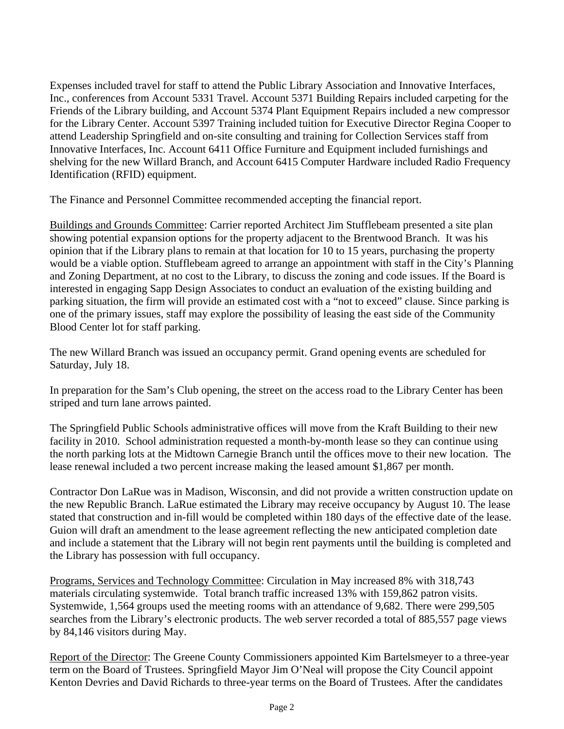Expenses included travel for staff to attend the Public Library Association and Innovative Interfaces, Inc., conferences from Account 5331 Travel. Account 5371 Building Repairs included carpeting for the Friends of the Library building, and Account 5374 Plant Equipment Repairs included a new compressor for the Library Center. Account 5397 Training included tuition for Executive Director Regina Cooper to attend Leadership Springfield and on-site consulting and training for Collection Services staff from Innovative Interfaces, Inc. Account 6411 Office Furniture and Equipment included furnishings and shelving for the new Willard Branch, and Account 6415 Computer Hardware included Radio Frequency Identification (RFID) equipment.

The Finance and Personnel Committee recommended accepting the financial report.

<u>Buildings and Grounds Committee</u>: Carrier reported Architect Jim Stufflebeam presented a site plan showing potential expansion options for the property adjacent to the Brentwood Branch. It was his opinion that if the Library plans to remain at that location for 10 to 15 years, purchasing the property would be a viable option. Stufflebeam agreed to arrange an appointment with staff in the City's Planning and Zoning Department, at no cost to the Library, to discuss the zoning and code issues. If the Board is interested in engaging Sapp Design Associates to conduct an evaluation of the existing building and parking situation, the firm will provide an estimated cost with a "not to exceed" clause. Since parking is one of the primary issues, staff may explore the possibility of leasing the east side of the Community Blood Center lot for staff parking.

The new Willard Branch was issued an occupancy permit. Grand opening events are scheduled for Saturday, July 18.

In preparation for the Sam's Club opening, the street on the access road to the Library Center has been striped and turn lane arrows painted.

The Springfield Public Schools administrative offices will move from the Kraft Building to their new facility in 2010. School administration requested a month-by-month lease so they can continue using the north parking lots at the Midtown Carnegie Branch until the offices move to their new location. The lease renewal included a two percent increase making the leased amount $1,867 per month.

Contractor Don LaRue was in Madison, Wisconsin, and did not provide a written construction update on the new Republic Branch. LaRue estimated the Library may receive occupancy by August 10. The lease stated that construction and in-fill would be completed within 180 days of the effective date of the lease. Guion will draft an amendment to the lease agreement reflecting the new anticipated completion date and include a statement that the Library will not begin rent payments until the building is completed and the Library has possession with full occupancy.

<u>Programs, Services and Technology Committee</u>: Circulation in May increased 8% with 318,743 materials circulating systemwide. Total branch traffic increased 13% with 159,862 patron visits. Systemwide, 1,564 groups used the meeting rooms with an attendance of 9,682. There were 299,505 searches from the Library's electronic products. The web server recorded a total of 885,557 page views by 84,146 visitors during May.

<u>Report of the Director</u>: The Greene County Commissioners appointed Kim Bartelsmeyer to a three-year term on the Board of Trustees. Springfield Mayor Jim O'Neal will propose the City Council appoint Kenton Devries and David Richards to three-year terms on the Board of Trustees. After the candidates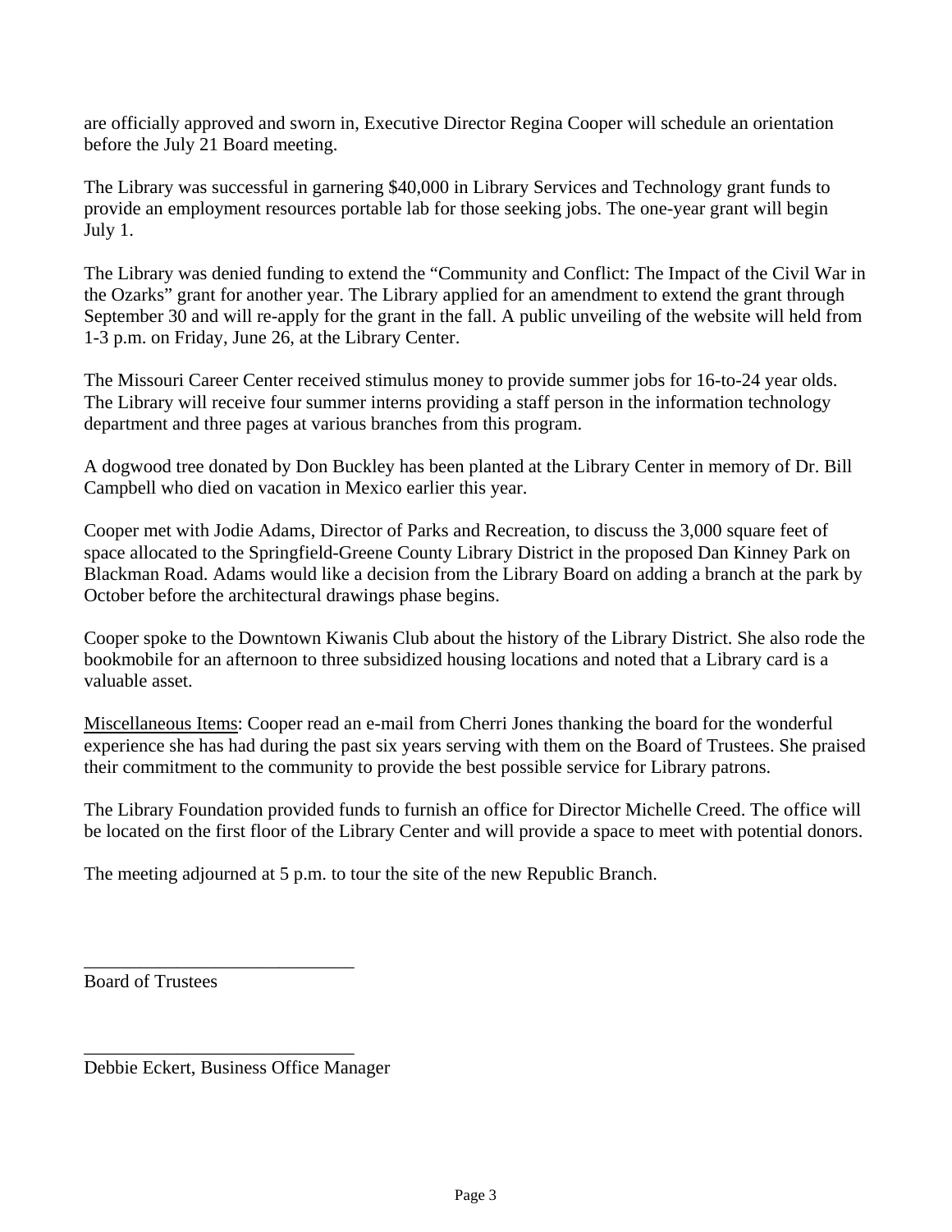are officially approved and sworn in, Executive Director Regina Cooper will schedule an orientation before the July 21 Board meeting.

The Library was successful in garnering $40,000 in Library Services and Technology grant funds to provide an employment resources portable lab for those seeking jobs. The one-year grant will begin July 1.

The Library was denied funding to extend the "Community and Conflict: The Impact of the Civil War in the Ozarks" grant for another year. The Library applied for an amendment to extend the grant through September 30 and will re-apply for the grant in the fall. A public unveiling of the website will held from 1-3 p.m. on Friday, June 26, at the Library Center.

The Missouri Career Center received stimulus money to provide summer jobs for 16-to-24 year olds. The Library will receive four summer interns providing a staff person in the information technology department and three pages at various branches from this program.

A dogwood tree donated by Don Buckley has been planted at the Library Center in memory of Dr. Bill Campbell who died on vacation in Mexico earlier this year.

Cooper met with Jodie Adams, Director of Parks and Recreation, to discuss the 3,000 square feet of space allocated to the Springfield-Greene County Library District in the proposed Dan Kinney Park on Blackman Road. Adams would like a decision from the Library Board on adding a branch at the park by October before the architectural drawings phase begins.

Cooper spoke to the Downtown Kiwanis Club about the history of the Library District. She also rode the bookmobile for an afternoon to three subsidized housing locations and noted that a Library card is a valuable asset.

<u>Miscellaneous Items</u>: Cooper read an e-mail from Cherri Jones thanking the board for the wonderful experience she has had during the past six years serving with them on the Board of Trustees. She praised their commitment to the community to provide the best possible service for Library patrons.

The Library Foundation provided funds to furnish an office for Director Michelle Creed. The office will be located on the first floor of the Library Center and will provide a space to meet with potential donors.

The meeting adjourned at 5 p.m. to tour the site of the new Republic Branch.

\_\_\_\_\_\_\_\_\_\_\_\_\_\_\_\_\_\_\_\_\_\_\_\_\_\_\_\_\_\_

Board of Trustees

\_\_\_\_\_\_\_\_\_\_\_\_\_\_\_\_\_\_\_\_\_\_\_\_\_\_\_\_\_\_

Debbie Eckert, Business Office Manager